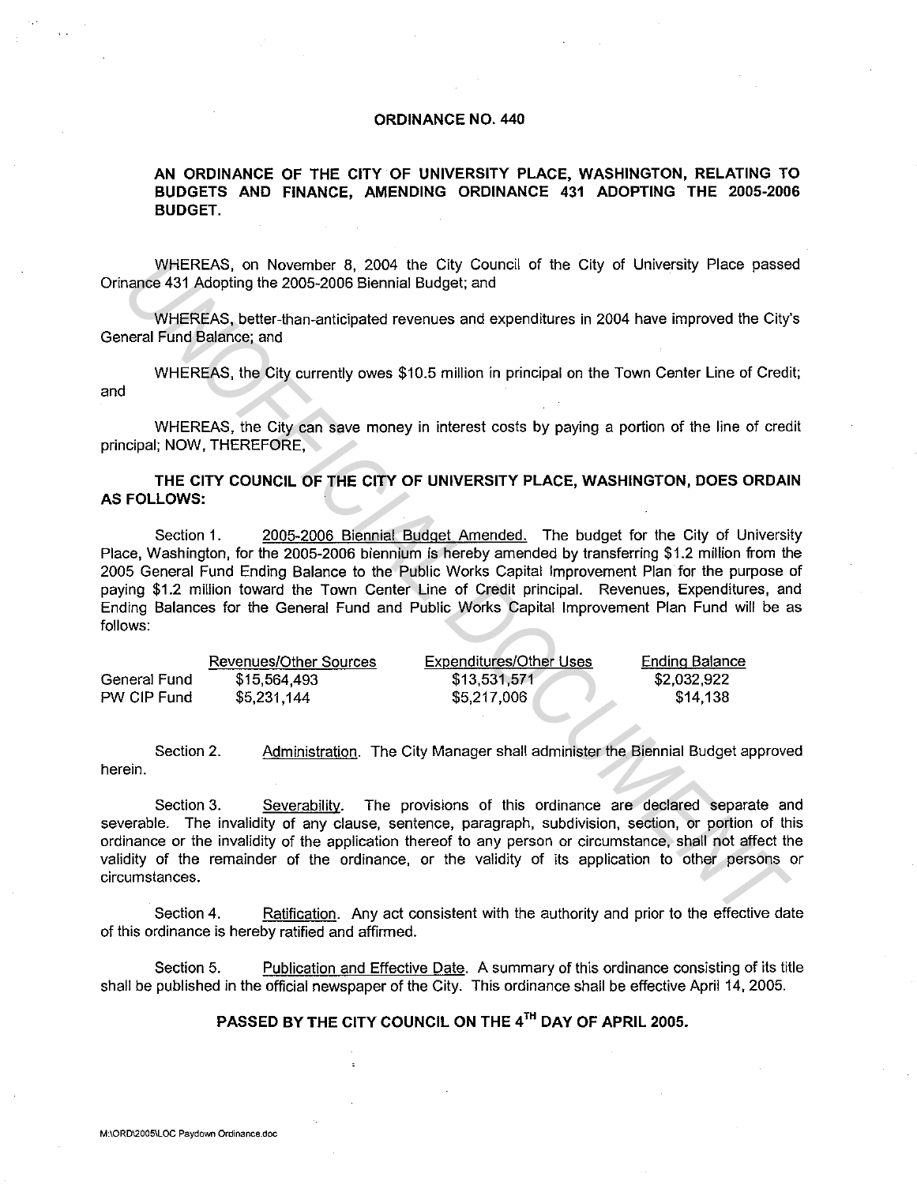# ORDINANCE NO. 440

## AN ORDINANCE OF THE CITY OF UNIVERSITY PLACE, WASHINGTON, RELATING TO BUDGETS AND FINANCE, AMENDING ORDINANCE 431 ADOPTING THE 2005-2006 BUDGET.

WHEREAS, on November 8, 2004 the City Council of the City of University Place passed Orinance 431 Adopting the 2005-2006 Biennial Budget; and

WHEREAS, better-than-anticipated revenues and expenditures in 2004 have improved the City's General Fund Balance; and

WHEREAS, the City currently owes $10.5 million in principal on the Town Center Line of Credit; and

WHEREAS, the City can save money in interest costs by paying a portion of the line of credit principal; NOW, THEREFORE,

**THE CITY COUNCIL OF THE CITY OF UNIVERSITY PLACE, WASHINGTON, DOES ORDAIN AS FOLLOWS:**

Section 1. 2005-2006 Biennial Budget Amended. The budget for the City of University Place, Washington, for the 2005-2006 biennium is hereby amended by transferring $1.2 million from the 2005 General Fund Ending Balance to the Public Works Capital Improvement Plan for the purpose of paying $1.2 million toward the Town Center Line of Credit principal. Revenues, Expenditures, and Ending Balances for the General Fund and Public Works Capital Improvement Plan Fund will be as follows:

| | Revenues/Other Sources | Expenditures/Other Uses | Ending Balance |
|---|---|---|---|
| General Fund | $15,564,493 | $13,531,571 | $2,032,922 |
| PW CIP Fund | $5,231,144 | $5,217,006 | $14,138 |

Section 2. Administration. The City Manager shall administer the Biennial Budget approved herein.

Section 3. Severability. The provisions of this ordinance are declared separate and severable. The invalidity of any clause, sentence, paragraph, subdivision, section, or portion of this ordinance or the invalidity of the application thereof to any person or circumstance, shall not affect the validity of the remainder of the ordinance, or the validity of its application to other persons or circumstances.

Section 4. Ratification. Any act consistent with the authority and prior to the effective date of this ordinance is hereby ratified and affirmed.

Section 5. Publication and Effective Date. A summary of this ordinance consisting of its title shall be published in the official newspaper of the City. This ordinance shall be effective April 14, 2005.

**PASSED BY THE CITY COUNCIL ON THE 4TH DAY OF APRIL 2005.**

M:\ORD\2005\LOC Paydown Ordinance.doc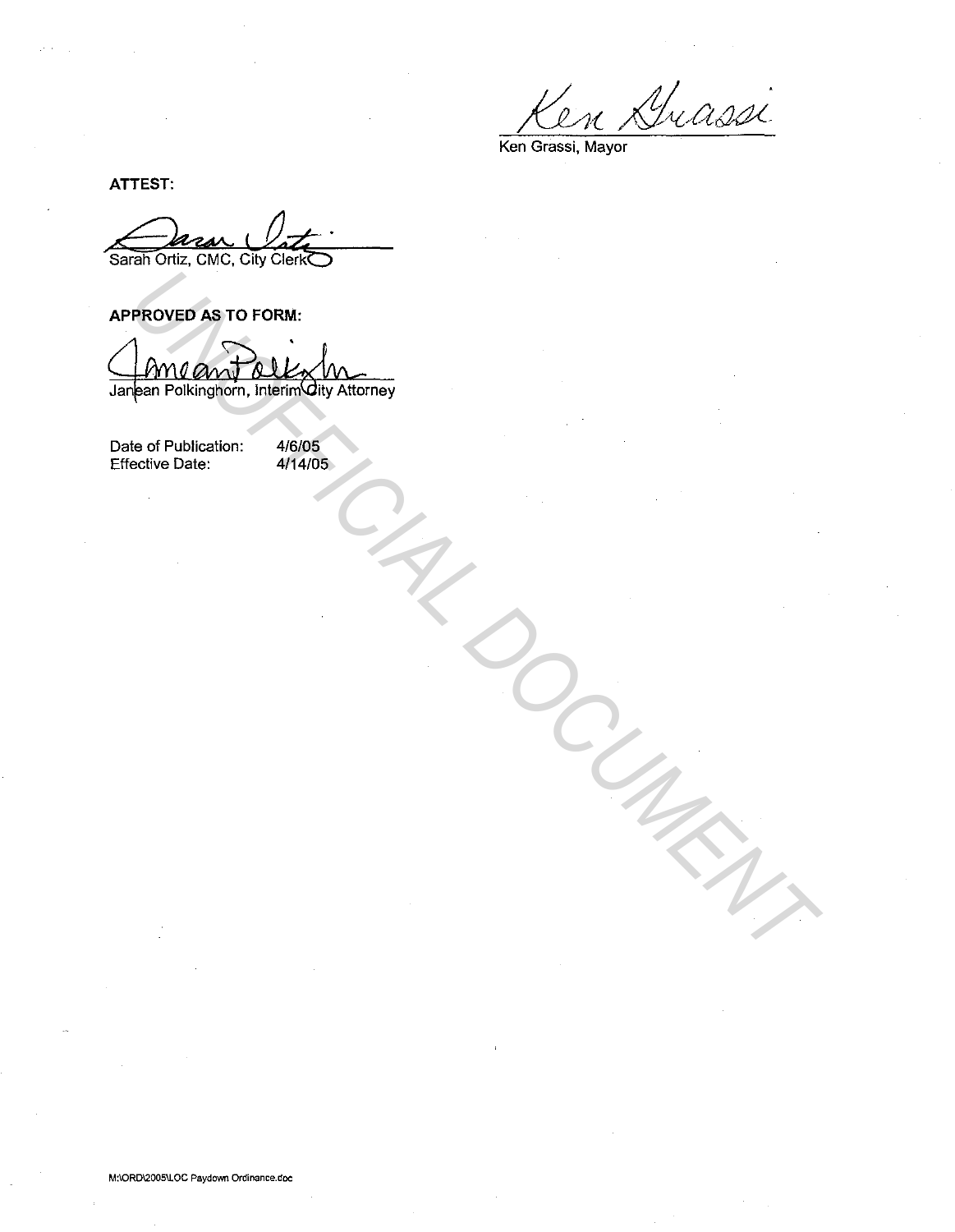Ken Grassi, Mayor

**ATTEST:**

Sarah Ortiz, CMC, City Clerk

**APPROVED AS TO FORM:**

Janean Polkinghorn, Interim City Attorney

| | |
|---|---|
| Date of Publication: | 4/6/05 |
| Effective Date: | 4/14/05 |

UNOFFICIAL DOCUMENT

M:\ORD\2005\LOC Paydown Ordinance.doc